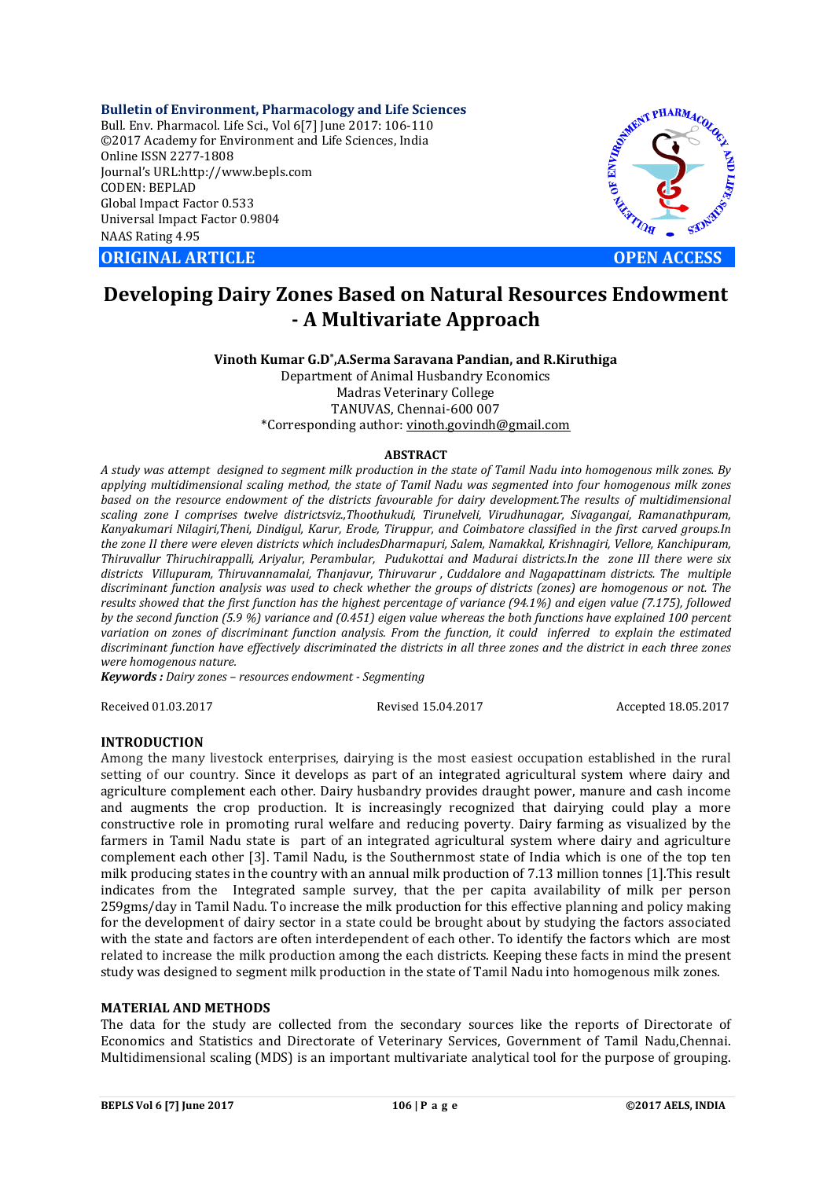**Bulletin of Environment, Pharmacology and Life Sciences**
Bull. Env. Pharmacol. Life Sci., Vol 6[7] June 2017: 106-110
©2017 Academy for Environment and Life Sciences, India
Online ISSN 2277-1808
Journal's URL:http://www.bepls.com
CODEN: BEPLAD
Global Impact Factor 0.533
Universal Impact Factor 0.9804
NAAS Rating 4.95

**ORIGINAL ARTICLE** **OPEN ACCESS**

# Developing Dairy Zones Based on Natural Resources Endowment - A Multivariate Approach

**Vinoth Kumar G.D*, A.Serma Saravana Pandian, and R.Kiruthiga**

Department of Animal Husbandry Economics
Madras Veterinary College
TANUVAS, Chennai-600 007
*Corresponding author: vinoth.govindh@gmail.com

### ABSTRACT

*A study was attempt designed to segment milk production in the state of Tamil Nadu into homogenous milk zones. By applying multidimensional scaling method, the state of Tamil Nadu was segmented into four homogenous milk zones based on the resource endowment of the districts favourable for dairy development.The results of multidimensional scaling zone I comprises twelve districtsviz.,Thoothukudi, Tirunelveli, Virudhunagar, Sivagangai, Ramanathpuram, Kanyakumari Nilagiri,Theni, Dindigul, Karur, Erode, Tiruppur, and Coimbatore classified in the first carved groups.In the zone II there were eleven districts which includesDharmapuri, Salem, Namakkal, Krishnagiri, Vellore, Kanchipuram, Thiruvallur Thiruchirappalli, Ariyalur, Perambular, Pudukottai and Madurai districts.In the zone III there were six districts Villupuram, Thiruvannamalai, Thanjavur, Thiruvarur , Cuddalore and Nagapattinam districts. The multiple discriminant function analysis was used to check whether the groups of districts (zones) are homogenous or not. The results showed that the first function has the highest percentage of variance (94.1%) and eigen value (7.175), followed by the second function (5.9 %) variance and (0.451) eigen value whereas the both functions have explained 100 percent variation on zones of discriminant function analysis. From the function, it could inferred to explain the estimated discriminant function have effectively discriminated the districts in all three zones and the district in each three zones were homogenous nature.*

***Keywords :** Dairy zones – resources endowment - Segmenting*

Received 01.03.2017 Revised 15.04.2017 Accepted 18.05.2017

## INTRODUCTION

Among the many livestock enterprises, dairying is the most easiest occupation established in the rural setting of our country. Since it develops as part of an integrated agricultural system where dairy and agriculture complement each other. Dairy husbandry provides draught power, manure and cash income and augments the crop production. It is increasingly recognized that dairying could play a more constructive role in promoting rural welfare and reducing poverty. Dairy farming as visualized by the farmers in Tamil Nadu state is part of an integrated agricultural system where dairy and agriculture complement each other [3]. Tamil Nadu, is the Southernmost state of India which is one of the top ten milk producing states in the country with an annual milk production of 7.13 million tonnes [1].This result indicates from the Integrated sample survey, that the per capita availability of milk per person 259gms/day in Tamil Nadu. To increase the milk production for this effective planning and policy making for the development of dairy sector in a state could be brought about by studying the factors associated with the state and factors are often interdependent of each other. To identify the factors which are most related to increase the milk production among the each districts. Keeping these facts in mind the present study was designed to segment milk production in the state of Tamil Nadu into homogenous milk zones.

## MATERIAL AND METHODS

The data for the study are collected from the secondary sources like the reports of Directorate of Economics and Statistics and Directorate of Veterinary Services, Government of Tamil Nadu,Chennai. Multidimensional scaling (MDS) is an important multivariate analytical tool for the purpose of grouping.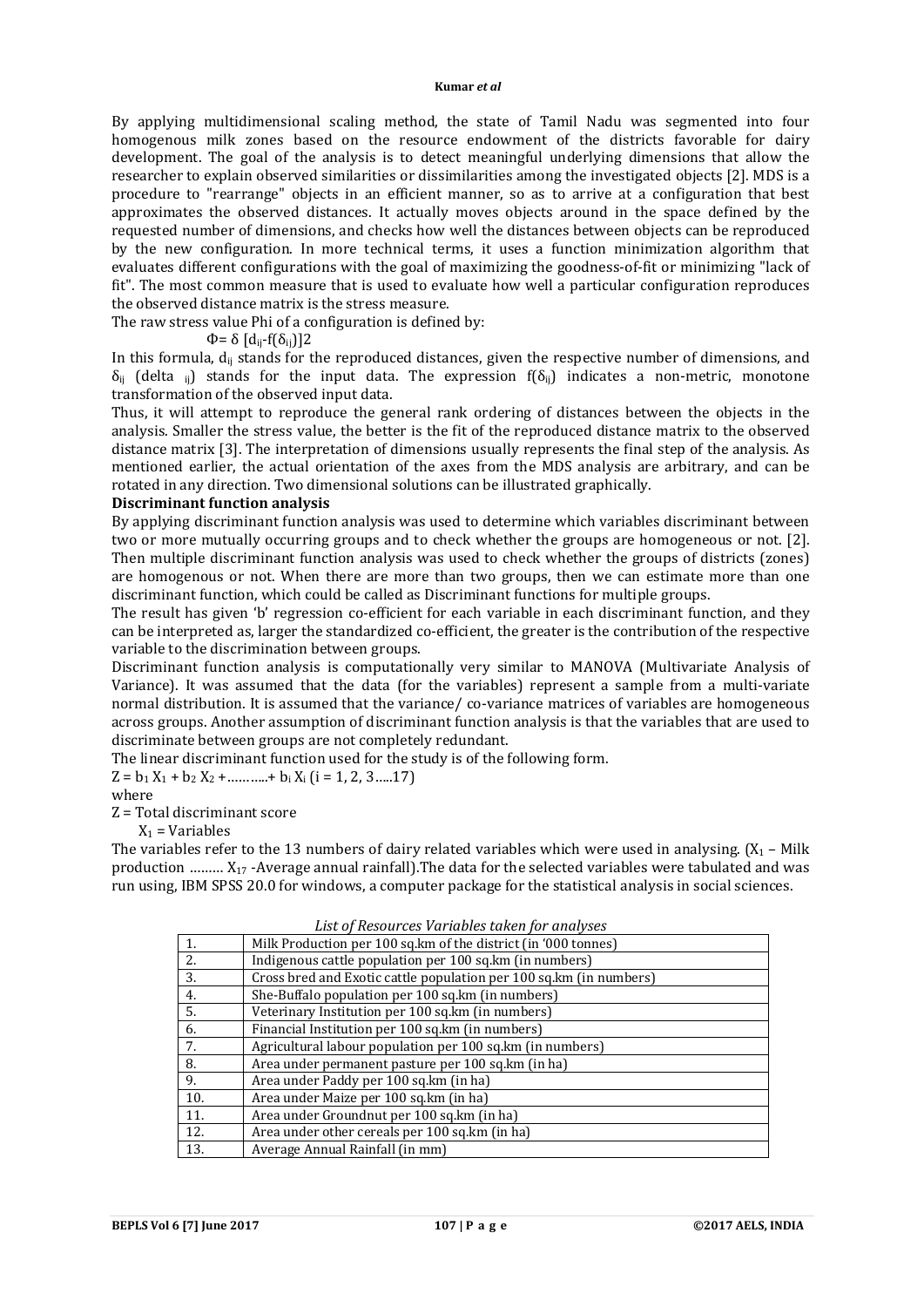By applying multidimensional scaling method, the state of Tamil Nadu was segmented into four homogenous milk zones based on the resource endowment of the districts favorable for dairy development. The goal of the analysis is to detect meaningful underlying dimensions that allow the researcher to explain observed similarities or dissimilarities among the investigated objects [2]. MDS is a procedure to "rearrange" objects in an efficient manner, so as to arrive at a configuration that best approximates the observed distances. It actually moves objects around in the space defined by the requested number of dimensions, and checks how well the distances between objects can be reproduced by the new configuration. In more technical terms, it uses a function minimization algorithm that evaluates different configurations with the goal of maximizing the goodness-of-fit or minimizing "lack of fit". The most common measure that is used to evaluate how well a particular configuration reproduces the observed distance matrix is the stress measure.

The raw stress value Phi of a configuration is defined by:

$$\Phi = \delta\ [d_{ij} - f(\delta_{ij})]2$$

In this formula, $d_{ij}$ stands for the reproduced distances, given the respective number of dimensions, and $\delta_{ij}$ (delta $_{ij}$) stands for the input data. The expression $f(\delta_{ij})$ indicates a non-metric, monotone transformation of the observed input data.

Thus, it will attempt to reproduce the general rank ordering of distances between the objects in the analysis. Smaller the stress value, the better is the fit of the reproduced distance matrix to the observed distance matrix [3]. The interpretation of dimensions usually represents the final step of the analysis. As mentioned earlier, the actual orientation of the axes from the MDS analysis are arbitrary, and can be rotated in any direction. Two dimensional solutions can be illustrated graphically.

**Discriminant function analysis**

By applying discriminant function analysis was used to determine which variables discriminant between two or more mutually occurring groups and to check whether the groups are homogeneous or not. [2]. Then multiple discriminant function analysis was used to check whether the groups of districts (zones) are homogenous or not. When there are more than two groups, then we can estimate more than one discriminant function, which could be called as Discriminant functions for multiple groups.

The result has given 'b' regression co-efficient for each variable in each discriminant function, and they can be interpreted as, larger the standardized co-efficient, the greater is the contribution of the respective variable to the discrimination between groups.

Discriminant function analysis is computationally very similar to MANOVA (Multivariate Analysis of Variance). It was assumed that the data (for the variables) represent a sample from a multi-variate normal distribution. It is assumed that the variance/ co-variance matrices of variables are homogeneous across groups. Another assumption of discriminant function analysis is that the variables that are used to discriminate between groups are not completely redundant.

The linear discriminant function used for the study is of the following form.

$Z = b_1 X_1 + b_2 X_2 + \ldots\ldots\ldots + b_i X_i$ (i = 1, 2, 3.....17)

where

Z = Total discriminant score

$X_1$ = Variables

The variables refer to the 13 numbers of dairy related variables which were used in analysing. ($X_1$ – Milk production ……… $X_{17}$ -Average annual rainfall).The data for the selected variables were tabulated and was run using, IBM SPSS 20.0 for windows, a computer package for the statistical analysis in social sciences.

*List of Resources Variables taken for analyses*

| | |
|---|---|
| 1. | Milk Production per 100 sq.km of the district (in '000 tonnes) |
| 2. | Indigenous cattle population per 100 sq.km (in numbers) |
| 3. | Cross bred and Exotic cattle population per 100 sq.km (in numbers) |
| 4. | She-Buffalo population per 100 sq.km (in numbers) |
| 5. | Veterinary Institution per 100 sq.km (in numbers) |
| 6. | Financial Institution per 100 sq.km (in numbers) |
| 7. | Agricultural labour population per 100 sq.km (in numbers) |
| 8. | Area under permanent pasture per 100 sq.km (in ha) |
| 9. | Area under Paddy per 100 sq.km (in ha) |
| 10. | Area under Maize per 100 sq.km (in ha) |
| 11. | Area under Groundnut per 100 sq.km (in ha) |
| 12. | Area under other cereals per 100 sq.km (in ha) |
| 13. | Average Annual Rainfall (in mm) |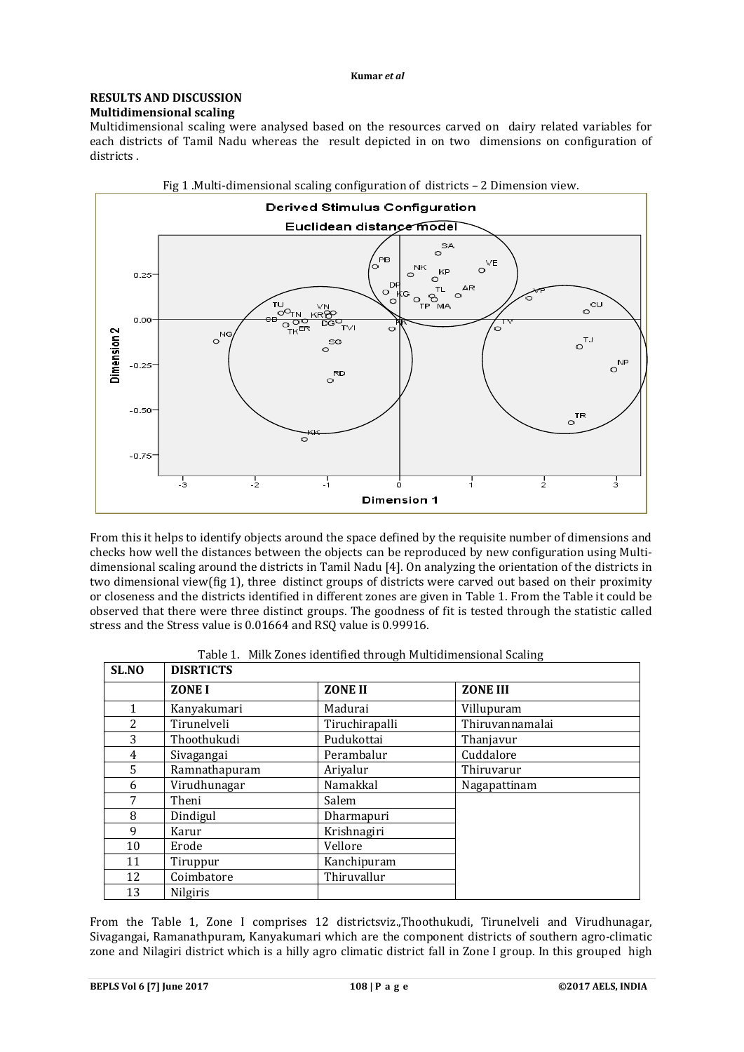## RESULTS AND DISCUSSION

### Multidimensional scaling

Multidimensional scaling were analysed based on the resources carved on dairy related variables for each districts of Tamil Nadu whereas the result depicted in on two dimensions on configuration of districts .

Fig 1 .Multi-dimensional scaling configuration of districts – 2 Dimension view.

From this it helps to identify objects around the space defined by the requisite number of dimensions and checks how well the distances between the objects can be reproduced by new configuration using Multi-dimensional scaling around the districts in Tamil Nadu [4]. On analyzing the orientation of the districts in two dimensional view(fig 1), three distinct groups of districts were carved out based on their proximity or closeness and the districts identified in different zones are given in Table 1. From the Table it could be observed that there were three distinct groups. The goodness of fit is tested through the statistic called stress and the Stress value is 0.01664 and RSQ value is 0.99916.

Table 1. Milk Zones identified through Multidimensional Scaling

| SL.NO | DISRTICTS | | |
|---|---|---|---|
| | ZONE I | ZONE II | ZONE III |
| 1 | Kanyakumari | Madurai | Villupuram |
| 2 | Tirunelveli | Tiruchirapalli | Thiruvannamalai |
| 3 | Thoothukudi | Pudukottai | Thanjavur |
| 4 | Sivagangai | Perambalur | Cuddalore |
| 5 | Ramnathapuram | Ariyalur | Thiruvarur |
| 6 | Virudhunagar | Namakkal | Nagapattinam |
| 7 | Theni | Salem | |
| 8 | Dindigul | Dharmapuri | |
| 9 | Karur | Krishnagiri | |
| 10 | Erode | Vellore | |
| 11 | Tiruppur | Kanchipuram | |
| 12 | Coimbatore | Thiruvallur | |
| 13 | Nilgiris | | |

From the Table 1, Zone I comprises 12 districtsviz.,Thoothukudi, Tirunelveli and Virudhunagar, Sivagangai, Ramanathpuram, Kanyakumari which are the component districts of southern agro-climatic zone and Nilagiri district which is a hilly agro climatic district fall in Zone I group. In this grouped high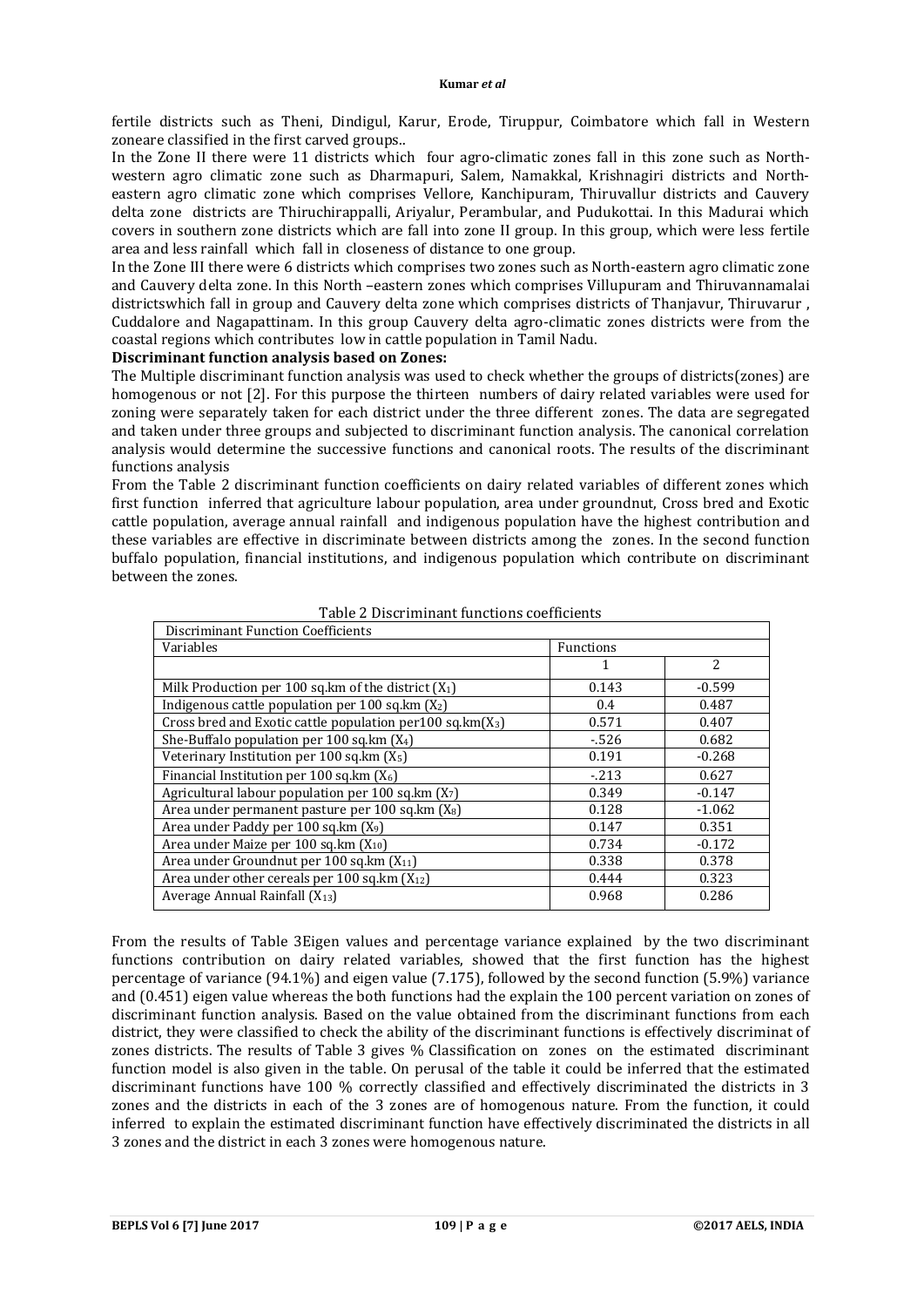fertile districts such as Theni, Dindigul, Karur, Erode, Tiruppur, Coimbatore which fall in Western zoneare classified in the first carved groups..

In the Zone II there were 11 districts which four agro-climatic zones fall in this zone such as North-western agro climatic zone such as Dharmapuri, Salem, Namakkal, Krishnagiri districts and North-eastern agro climatic zone which comprises Vellore, Kanchipuram, Thiruvallur districts and Cauvery delta zone districts are Thiruchirappalli, Ariyalur, Perambular, and Pudukottai. In this Madurai which covers in southern zone districts which are fall into zone II group. In this group, which were less fertile area and less rainfall which fall in closeness of distance to one group.

In the Zone III there were 6 districts which comprises two zones such as North-eastern agro climatic zone and Cauvery delta zone. In this North –eastern zones which comprises Villupuram and Thiruvannamalai districtswhich fall in group and Cauvery delta zone which comprises districts of Thanjavur, Thiruvarur , Cuddalore and Nagapattinam. In this group Cauvery delta agro-climatic zones districts were from the coastal regions which contributes low in cattle population in Tamil Nadu.

**Discriminant function analysis based on Zones:**

The Multiple discriminant function analysis was used to check whether the groups of districts(zones) are homogenous or not [2]. For this purpose the thirteen numbers of dairy related variables were used for zoning were separately taken for each district under the three different zones. The data are segregated and taken under three groups and subjected to discriminant function analysis. The canonical correlation analysis would determine the successive functions and canonical roots. The results of the discriminant functions analysis

From the Table 2 discriminant function coefficients on dairy related variables of different zones which first function inferred that agriculture labour population, area under groundnut, Cross bred and Exotic cattle population, average annual rainfall and indigenous population have the highest contribution and these variables are effective in discriminate between districts among the zones. In the second function buffalo population, financial institutions, and indigenous population which contribute on discriminant between the zones.

Table 2 Discriminant functions coefficients

| Discriminant Function Coefficients | | |
|---|---|---|
| Variables | Functions | |
| | 1 | 2 |
| Milk Production per 100 sq.km of the district ($X_1$) | 0.143 | -0.599 |
| Indigenous cattle population per 100 sq.km ($X_2$) | 0.4 | 0.487 |
| Cross bred and Exotic cattle population per100 sq.km($X_3$) | 0.571 | 0.407 |
| She-Buffalo population per 100 sq.km ($X_4$) | -.526 | 0.682 |
| Veterinary Institution per 100 sq.km ($X_5$) | 0.191 | -0.268 |
| Financial Institution per 100 sq.km ($X_6$) | -.213 | 0.627 |
| Agricultural labour population per 100 sq.km ($X_7$) | 0.349 | -0.147 |
| Area under permanent pasture per 100 sq.km ($X_8$) | 0.128 | -1.062 |
| Area under Paddy per 100 sq.km ($X_9$) | 0.147 | 0.351 |
| Area under Maize per 100 sq.km ($X_{10}$) | 0.734 | -0.172 |
| Area under Groundnut per 100 sq.km ($X_{11}$) | 0.338 | 0.378 |
| Area under other cereals per 100 sq.km ($X_{12}$) | 0.444 | 0.323 |
| Average Annual Rainfall ($X_{13}$) | 0.968 | 0.286 |

From the results of Table 3Eigen values and percentage variance explained by the two discriminant functions contribution on dairy related variables, showed that the first function has the highest percentage of variance (94.1%) and eigen value (7.175), followed by the second function (5.9%) variance and (0.451) eigen value whereas the both functions had the explain the 100 percent variation on zones of discriminant function analysis. Based on the value obtained from the discriminant functions from each district, they were classified to check the ability of the discriminant functions is effectively discriminat of zones districts. The results of Table 3 gives % Classification on zones on the estimated discriminant function model is also given in the table. On perusal of the table it could be inferred that the estimated discriminant functions have 100 % correctly classified and effectively discriminated the districts in 3 zones and the districts in each of the 3 zones are of homogenous nature. From the function, it could inferred to explain the estimated discriminant function have effectively discriminated the districts in all 3 zones and the district in each 3 zones were homogenous nature.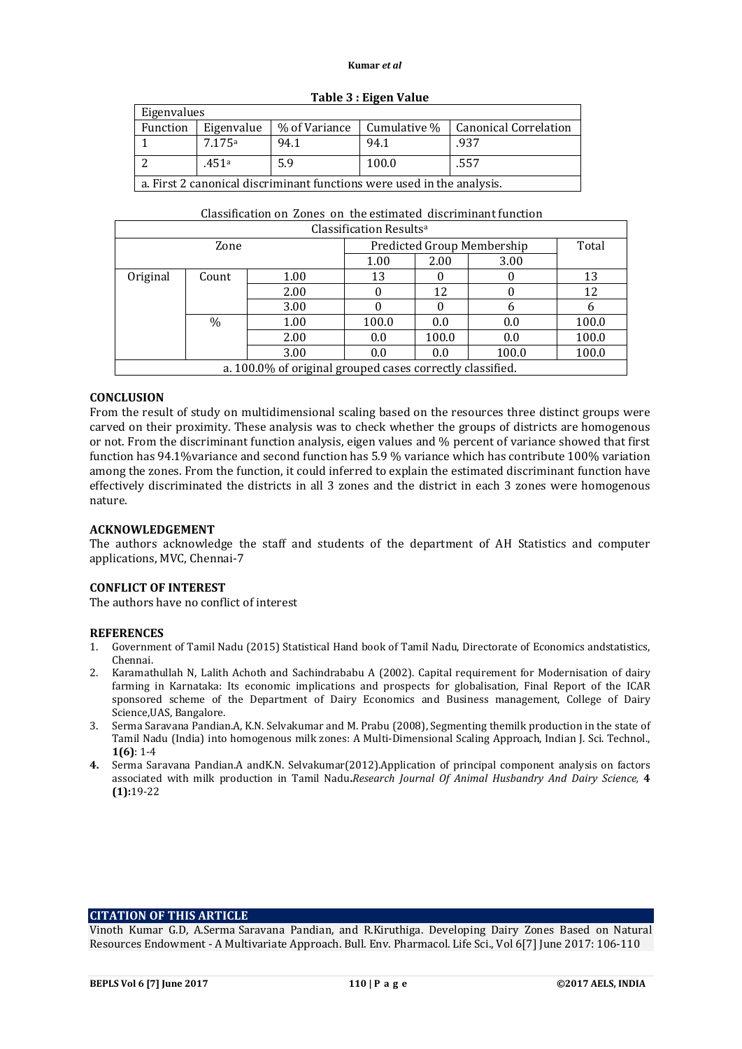**Table 3 : Eigen Value**

| Eigenvalues | | | | |
|---|---|---|---|---|
| Function | Eigenvalue | % of Variance | Cumulative % | Canonical Correlation |
| 1 | 7.175[a] | 94.1 | 94.1 | .937 |
| 2 | .451[a] | 5.9 | 100.0 | .557 |
| a. First 2 canonical discriminant functions were used in the analysis. | | | | |

Classification on Zones on the estimated discriminant function

| Classification Results[a] | | | | | | |
|---|---|---|---|---|---|---|
| Zone | | | Predicted Group Membership | | | Total |
| | | | 1.00 | 2.00 | 3.00 | |
| Original | Count | 1.00 | 13 | 0 | 0 | 13 |
| | | 2.00 | 0 | 12 | 0 | 12 |
| | | 3.00 | 0 | 0 | 6 | 6 |
| | % | 1.00 | 100.0 | 0.0 | 0.0 | 100.0 |
| | | 2.00 | 0.0 | 100.0 | 0.0 | 100.0 |
| | | 3.00 | 0.0 | 0.0 | 100.0 | 100.0 |
| a. 100.0% of original grouped cases correctly classified. | | | | | | |

## CONCLUSION

From the result of study on multidimensional scaling based on the resources three distinct groups were carved on their proximity. These analysis was to check whether the groups of districts are homogenous or not. From the discriminant function analysis, eigen values and % percent of variance showed that first function has 94.1%variance and second function has 5.9 % variance which has contribute 100% variation among the zones. From the function, it could inferred to explain the estimated discriminant function have effectively discriminated the districts in all 3 zones and the district in each 3 zones were homogenous nature.

## ACKNOWLEDGEMENT

The authors acknowledge the staff and students of the department of AH Statistics and computer applications, MVC, Chennai-7

## CONFLICT OF INTEREST

The authors have no conflict of interest

## REFERENCES

1. Government of Tamil Nadu (2015) Statistical Hand book of Tamil Nadu, Directorate of Economics andstatistics, Chennai.
2. Karamathullah N, Lalith Achoth and Sachindrababu A (2002). Capital requirement for Modernisation of dairy farming in Karnataka: Its economic implications and prospects for globalisation, Final Report of the ICAR sponsored scheme of the Department of Dairy Economics and Business management, College of Dairy Science,UAS, Bangalore.
3. Serma Saravana Pandian.A, K.N. Selvakumar and M. Prabu (2008), Segmenting themilk production in the state of Tamil Nadu (India) into homogenous milk zones: A Multi-Dimensional Scaling Approach, Indian J. Sci. Technol., **1(6)**: 1-4
4. Serma Saravana Pandian.A andK.N. Selvakumar(2012).Application of principal component analysis on factors associated with milk production in Tamil Nadu**.***Research Journal Of Animal Husbandry And Dairy Science,* **4 (1):**19-22

**CITATION OF THIS ARTICLE**

Vinoth Kumar G.D, A.Serma Saravana Pandian, and R.Kiruthiga. Developing Dairy Zones Based on Natural Resources Endowment - A Multivariate Approach. Bull. Env. Pharmacol. Life Sci., Vol 6[7] June 2017: 106-110